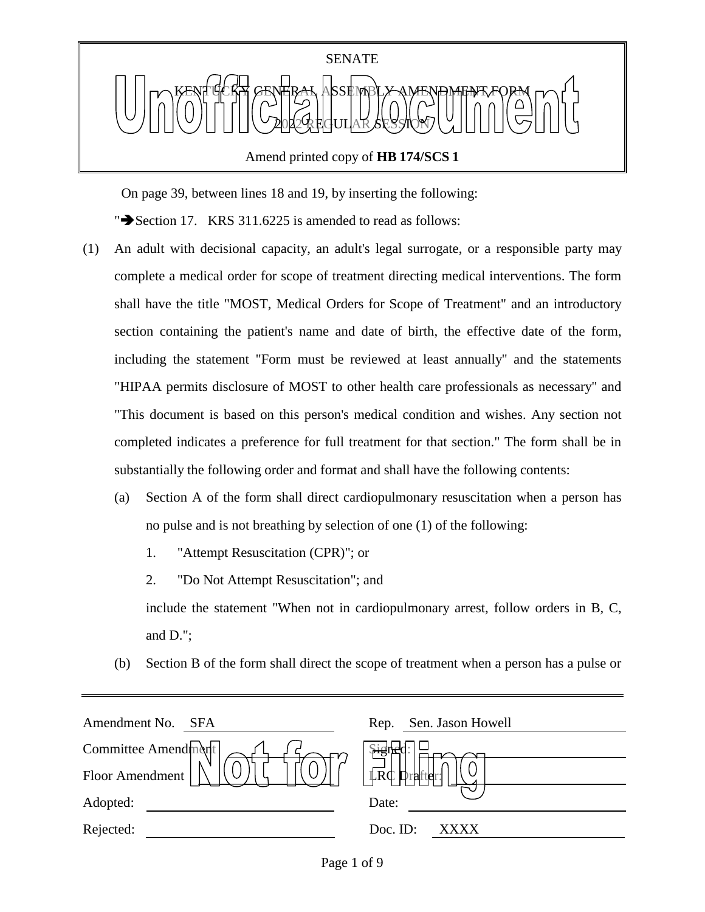SENATE

KENTUCKY GENERAL ASSEMBLY AMENDMENT FORM

2022 REGULAR SESSION

Unofficial Document

Amend printed copy of **HB 174/SCS 1**

On page 39, between lines 18 and 19, by inserting the following:

"➔Section 17. KRS 311.6225 is amended to read as follows:

(1) An adult with decisional capacity, an adult's legal surrogate, or a responsible party may complete a medical order for scope of treatment directing medical interventions. The form shall have the title "MOST, Medical Orders for Scope of Treatment" and an introductory section containing the patient's name and date of birth, the effective date of the form, including the statement "Form must be reviewed at least annually" and the statements "HIPAA permits disclosure of MOST to other health care professionals as necessary" and "This document is based on this person's medical condition and wishes. Any section not completed indicates a preference for full treatment for that section." The form shall be in substantially the following order and format and shall have the following contents:

   (a) Section A of the form shall direct cardiopulmonary resuscitation when a person has no pulse and is not breathing by selection of one (1) of the following:

      1. "Attempt Resuscitation (CPR)"; or

      2. "Do Not Attempt Resuscitation"; and

      include the statement "When not in cardiopulmonary arrest, follow orders in B, C, and D.";

   (b) Section B of the form shall direct the scope of treatment when a person has a pulse or

| | | | |
|---|---|---|---|
| Amendment No. | SFA | Rep. | Sen. Jason Howell |
| Committee Amendment | | Signed: | |
| Floor Amendment | | LRC Drafter: | |
| Adopted: | | Date: | |
| Rejected: | | Doc. ID: | XXXX |

Not for Filing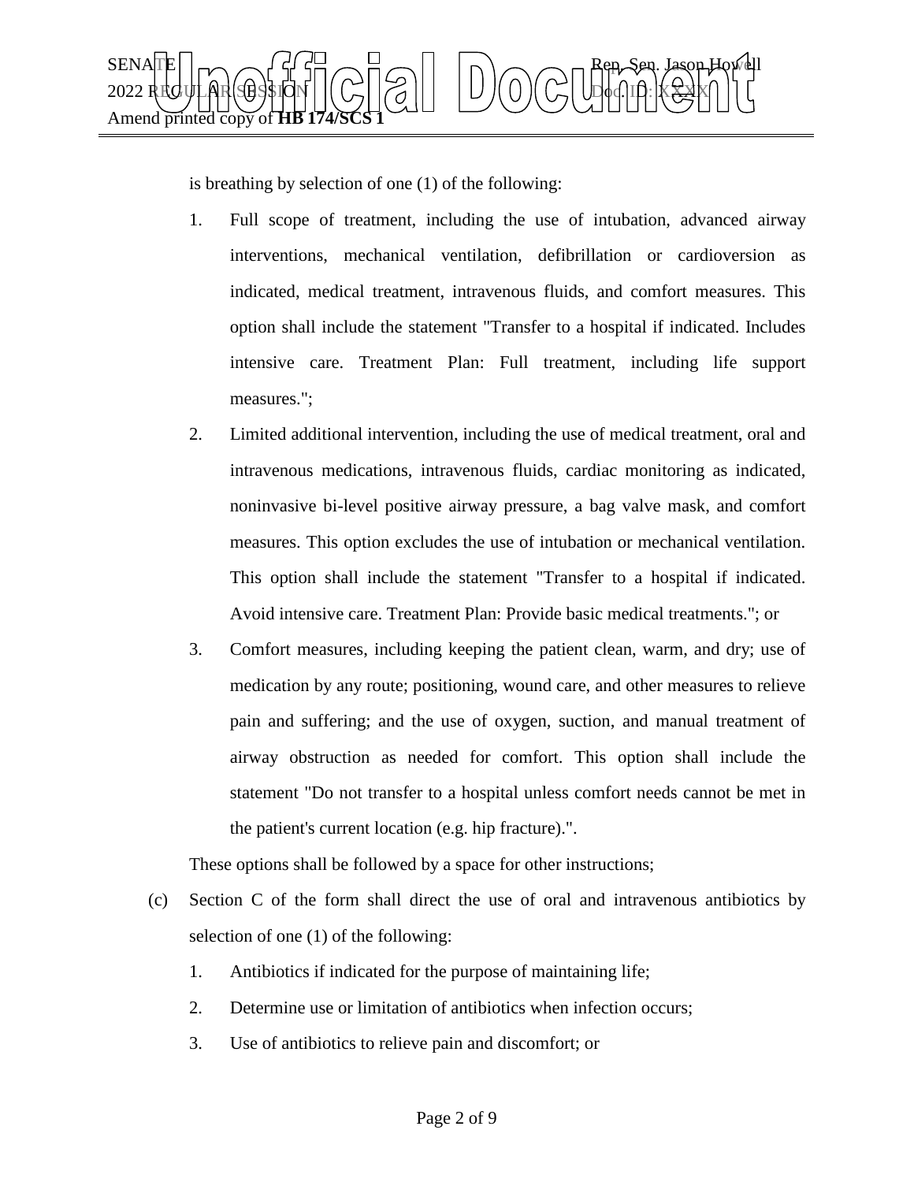is breathing by selection of one (1) of the following:

1. Full scope of treatment, including the use of intubation, advanced airway interventions, mechanical ventilation, defibrillation or cardioversion as indicated, medical treatment, intravenous fluids, and comfort measures. This option shall include the statement "Transfer to a hospital if indicated. Includes intensive care. Treatment Plan: Full treatment, including life support measures.";
2. Limited additional intervention, including the use of medical treatment, oral and intravenous medications, intravenous fluids, cardiac monitoring as indicated, noninvasive bi-level positive airway pressure, a bag valve mask, and comfort measures. This option excludes the use of intubation or mechanical ventilation. This option shall include the statement "Transfer to a hospital if indicated. Avoid intensive care. Treatment Plan: Provide basic medical treatments."; or
3. Comfort measures, including keeping the patient clean, warm, and dry; use of medication by any route; positioning, wound care, and other measures to relieve pain and suffering; and the use of oxygen, suction, and manual treatment of airway obstruction as needed for comfort. This option shall include the statement "Do not transfer to a hospital unless comfort needs cannot be met in the patient's current location (e.g. hip fracture).".

These options shall be followed by a space for other instructions;

(c) Section C of the form shall direct the use of oral and intravenous antibiotics by selection of one (1) of the following:

1. Antibiotics if indicated for the purpose of maintaining life;
2. Determine use or limitation of antibiotics when infection occurs;
3. Use of antibiotics to relieve pain and discomfort; or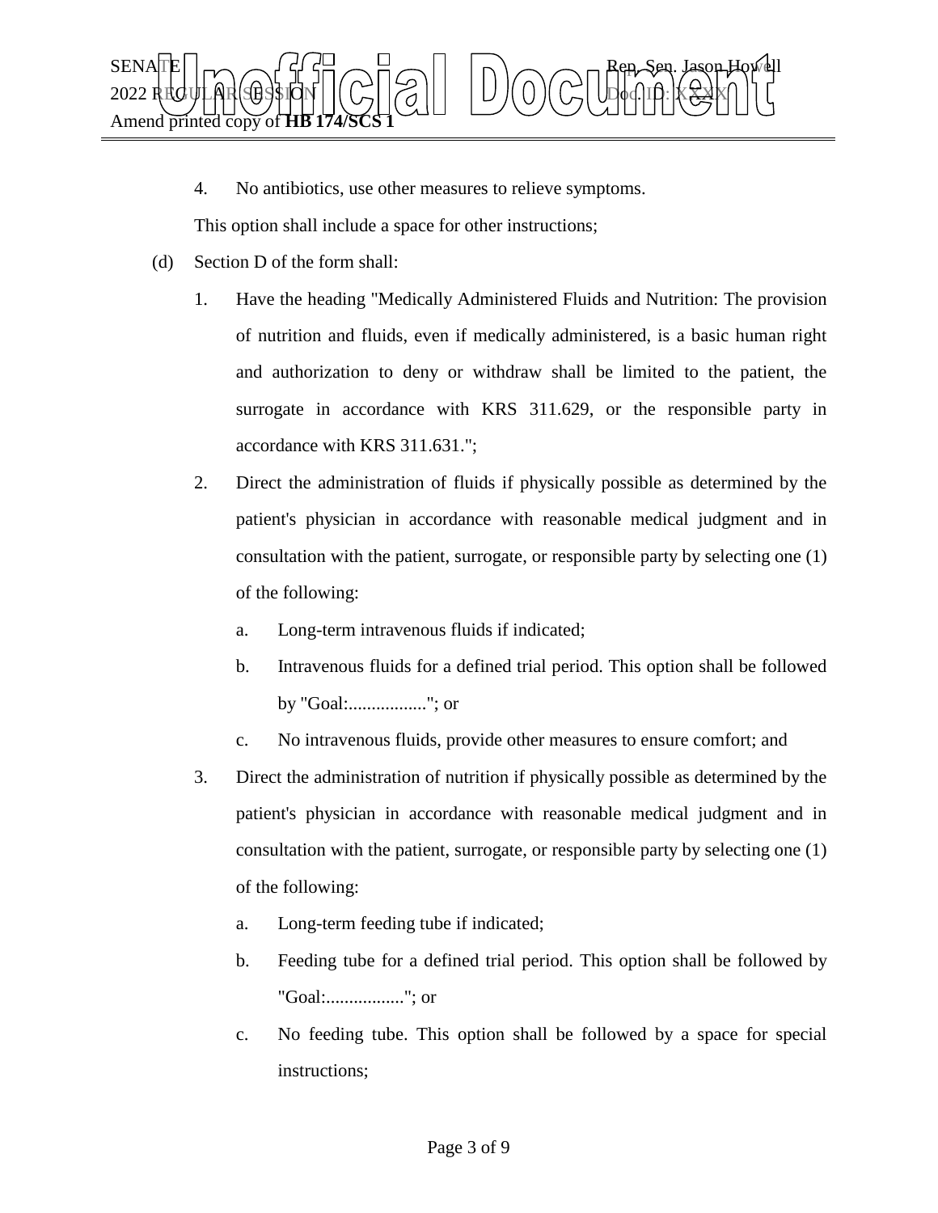4. No antibiotics, use other measures to relieve symptoms.

This option shall include a space for other instructions;

(d) Section D of the form shall:

1. Have the heading "Medically Administered Fluids and Nutrition: The provision of nutrition and fluids, even if medically administered, is a basic human right and authorization to deny or withdraw shall be limited to the patient, the surrogate in accordance with KRS 311.629, or the responsible party in accordance with KRS 311.631.";

2. Direct the administration of fluids if physically possible as determined by the patient's physician in accordance with reasonable medical judgment and in consultation with the patient, surrogate, or responsible party by selecting one (1) of the following:

   a. Long-term intravenous fluids if indicated;

   b. Intravenous fluids for a defined trial period. This option shall be followed by "Goal:................."; or

   c. No intravenous fluids, provide other measures to ensure comfort; and

3. Direct the administration of nutrition if physically possible as determined by the patient's physician in accordance with reasonable medical judgment and in consultation with the patient, surrogate, or responsible party by selecting one (1) of the following:

   a. Long-term feeding tube if indicated;

   b. Feeding tube for a defined trial period. This option shall be followed by "Goal:................."; or

   c. No feeding tube. This option shall be followed by a space for special instructions;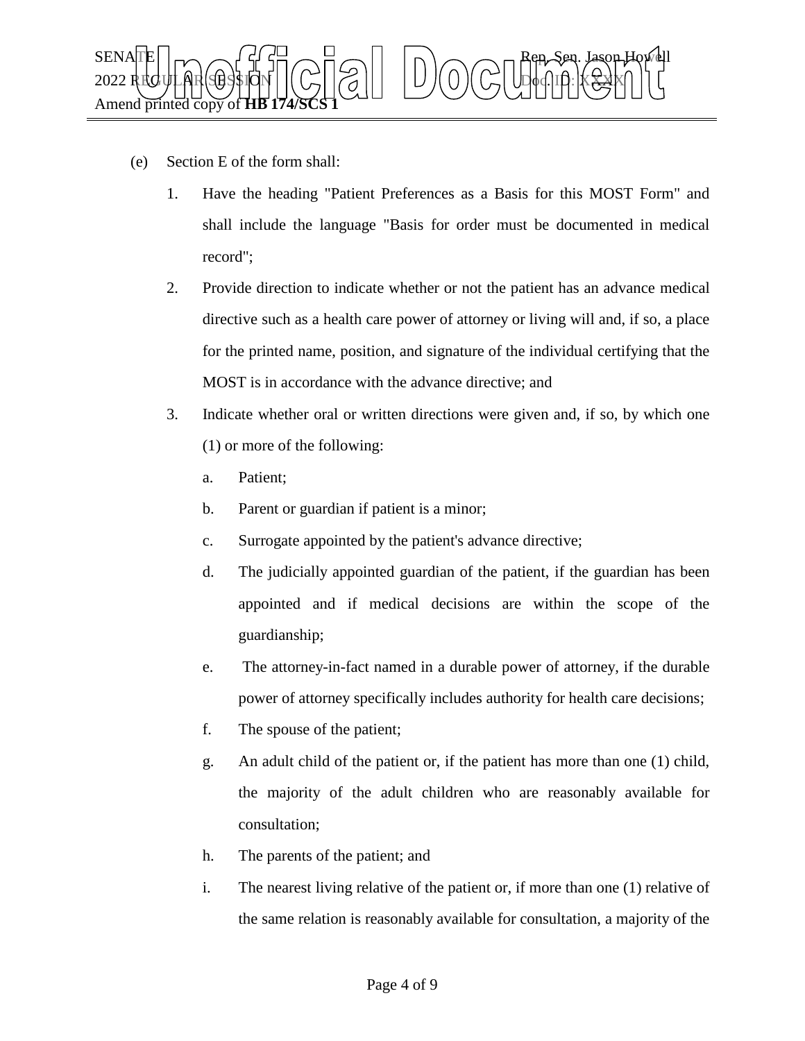(e) Section E of the form shall:

1. Have the heading "Patient Preferences as a Basis for this MOST Form" and shall include the language "Basis for order must be documented in medical record";
2. Provide direction to indicate whether or not the patient has an advance medical directive such as a health care power of attorney or living will and, if so, a place for the printed name, position, and signature of the individual certifying that the MOST is in accordance with the advance directive; and
3. Indicate whether oral or written directions were given and, if so, by which one (1) or more of the following:
   a. Patient;
   b. Parent or guardian if patient is a minor;
   c. Surrogate appointed by the patient's advance directive;
   d. The judicially appointed guardian of the patient, if the guardian has been appointed and if medical decisions are within the scope of the guardianship;
   e. The attorney-in-fact named in a durable power of attorney, if the durable power of attorney specifically includes authority for health care decisions;
   f. The spouse of the patient;
   g. An adult child of the patient or, if the patient has more than one (1) child, the majority of the adult children who are reasonably available for consultation;
   h. The parents of the patient; and
   i. The nearest living relative of the patient or, if more than one (1) relative of the same relation is reasonably available for consultation, a majority of the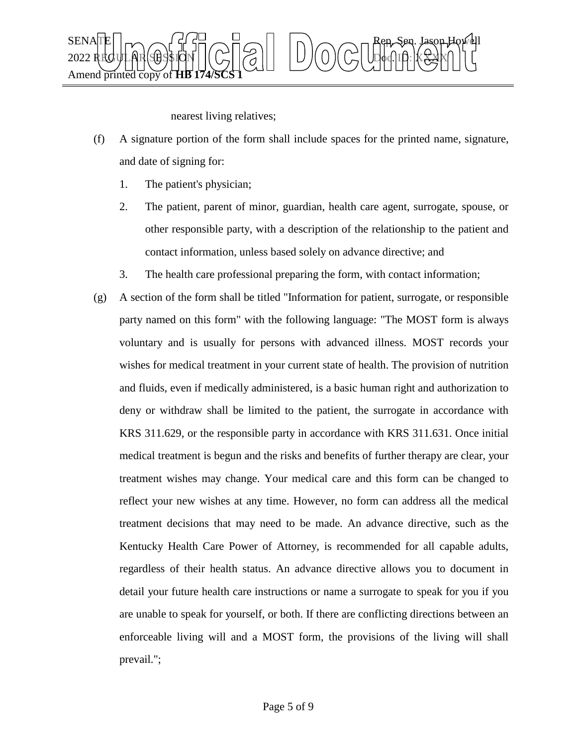nearest living relatives;

(f) A signature portion of the form shall include spaces for the printed name, signature, and date of signing for:

1. The patient's physician;
2. The patient, parent of minor, guardian, health care agent, surrogate, spouse, or other responsible party, with a description of the relationship to the patient and contact information, unless based solely on advance directive; and
3. The health care professional preparing the form, with contact information;

(g) A section of the form shall be titled "Information for patient, surrogate, or responsible party named on this form" with the following language: "The MOST form is always voluntary and is usually for persons with advanced illness. MOST records your wishes for medical treatment in your current state of health. The provision of nutrition and fluids, even if medically administered, is a basic human right and authorization to deny or withdraw shall be limited to the patient, the surrogate in accordance with KRS 311.629, or the responsible party in accordance with KRS 311.631. Once initial medical treatment is begun and the risks and benefits of further therapy are clear, your treatment wishes may change. Your medical care and this form can be changed to reflect your new wishes at any time. However, no form can address all the medical treatment decisions that may need to be made. An advance directive, such as the Kentucky Health Care Power of Attorney, is recommended for all capable adults, regardless of their health status. An advance directive allows you to document in detail your future health care instructions or name a surrogate to speak for you if you are unable to speak for yourself, or both. If there are conflicting directions between an enforceable living will and a MOST form, the provisions of the living will shall prevail.";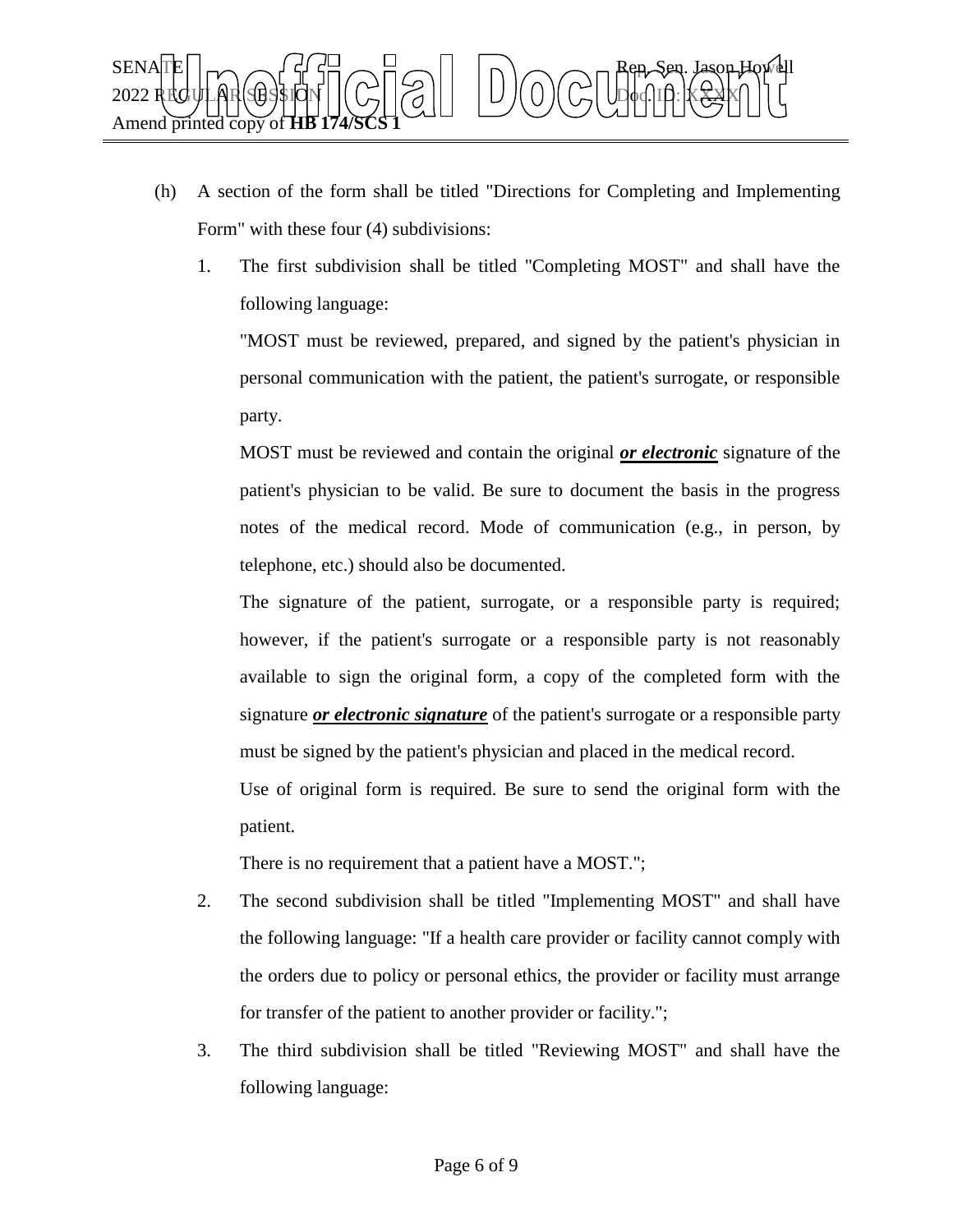(h) A section of the form shall be titled "Directions for Completing and Implementing Form" with these four (4) subdivisions:

1. The first subdivision shall be titled "Completing MOST" and shall have the following language:

   "MOST must be reviewed, prepared, and signed by the patient's physician in personal communication with the patient, the patient's surrogate, or responsible party.

   MOST must be reviewed and contain the original ***or electronic*** signature of the patient's physician to be valid. Be sure to document the basis in the progress notes of the medical record. Mode of communication (e.g., in person, by telephone, etc.) should also be documented.

   The signature of the patient, surrogate, or a responsible party is required; however, if the patient's surrogate or a responsible party is not reasonably available to sign the original form, a copy of the completed form with the signature ***or electronic signature*** of the patient's surrogate or a responsible party must be signed by the patient's physician and placed in the medical record.

   Use of original form is required. Be sure to send the original form with the patient.

   There is no requirement that a patient have a MOST.";

2. The second subdivision shall be titled "Implementing MOST" and shall have the following language: "If a health care provider or facility cannot comply with the orders due to policy or personal ethics, the provider or facility must arrange for transfer of the patient to another provider or facility.";

3. The third subdivision shall be titled "Reviewing MOST" and shall have the following language: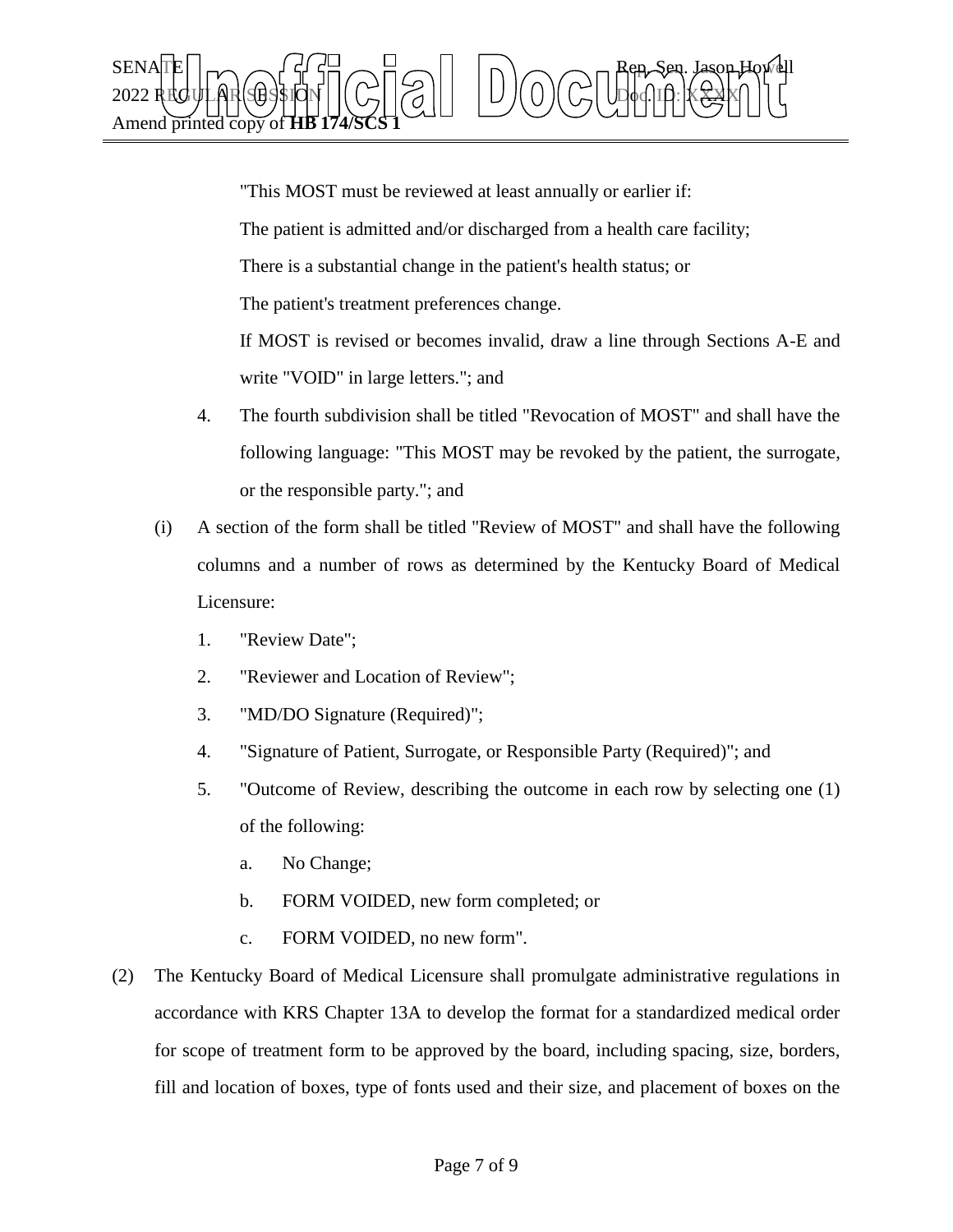"This MOST must be reviewed at least annually or earlier if:

The patient is admitted and/or discharged from a health care facility;

There is a substantial change in the patient's health status; or

The patient's treatment preferences change.

If MOST is revised or becomes invalid, draw a line through Sections A-E and write "VOID" in large letters."; and

4. The fourth subdivision shall be titled "Revocation of MOST" and shall have the following language: "This MOST may be revoked by the patient, the surrogate, or the responsible party."; and

(i) A section of the form shall be titled "Review of MOST" and shall have the following columns and a number of rows as determined by the Kentucky Board of Medical Licensure:

1. "Review Date";
2. "Reviewer and Location of Review";
3. "MD/DO Signature (Required)";
4. "Signature of Patient, Surrogate, or Responsible Party (Required)"; and
5. "Outcome of Review, describing the outcome in each row by selecting one (1) of the following:
   a. No Change;
   b. FORM VOIDED, new form completed; or
   c. FORM VOIDED, no new form".

(2) The Kentucky Board of Medical Licensure shall promulgate administrative regulations in accordance with KRS Chapter 13A to develop the format for a standardized medical order for scope of treatment form to be approved by the board, including spacing, size, borders, fill and location of boxes, type of fonts used and their size, and placement of boxes on the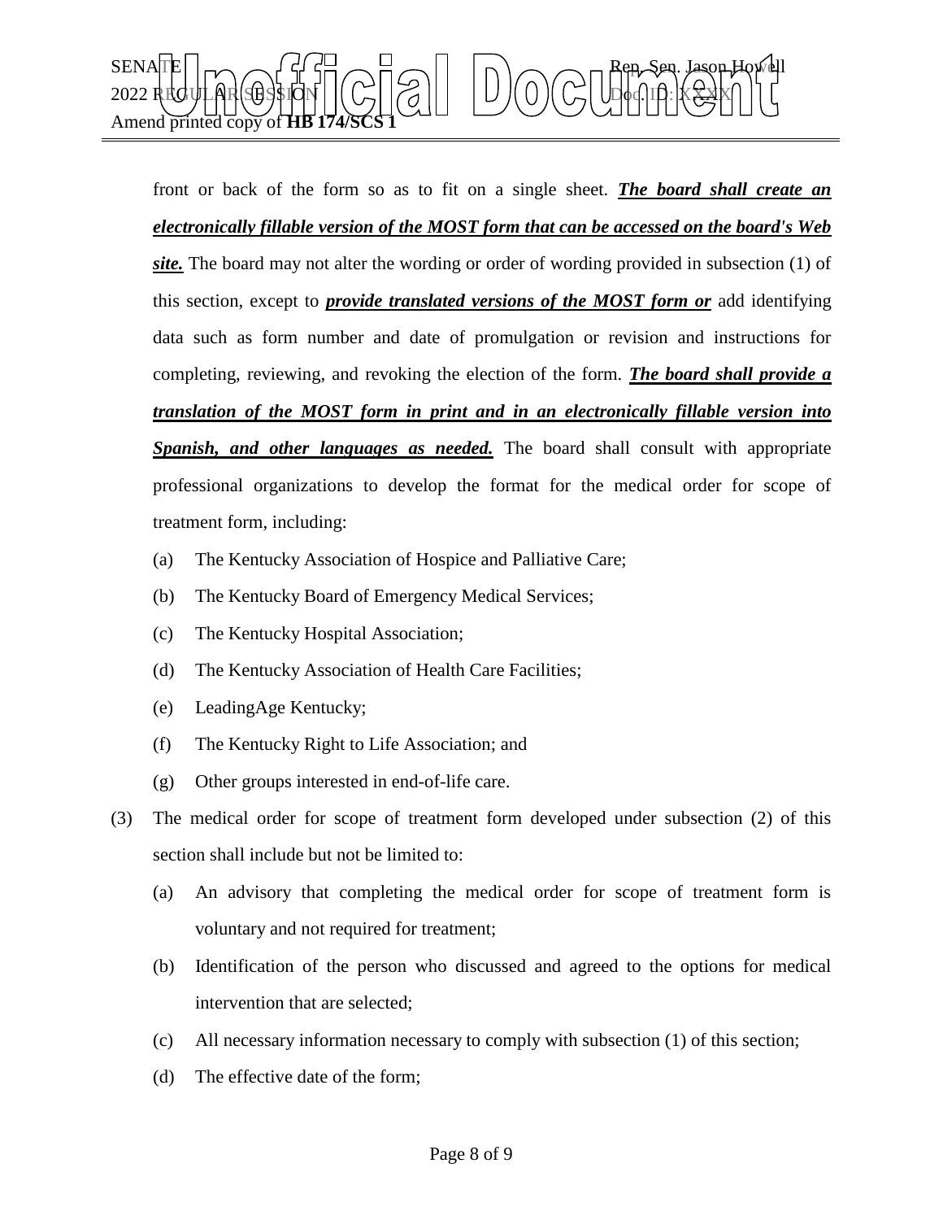front or back of the form so as to fit on a single sheet. ***<u>The board shall create an electronically fillable version of the MOST form that can be accessed on the board's Web site.</u>*** The board may not alter the wording or order of wording provided in subsection (1) of this section, except to ***<u>provide translated versions of the MOST form or</u>*** add identifying data such as form number and date of promulgation or revision and instructions for completing, reviewing, and revoking the election of the form. ***<u>The board shall provide a translation of the MOST form in print and in an electronically fillable version into Spanish, and other languages as needed.</u>*** The board shall consult with appropriate professional organizations to develop the format for the medical order for scope of treatment form, including:

(a) The Kentucky Association of Hospice and Palliative Care;

(b) The Kentucky Board of Emergency Medical Services;

(c) The Kentucky Hospital Association;

(d) The Kentucky Association of Health Care Facilities;

(e) LeadingAge Kentucky;

(f) The Kentucky Right to Life Association; and

(g) Other groups interested in end-of-life care.

(3) The medical order for scope of treatment form developed under subsection (2) of this section shall include but not be limited to:

(a) An advisory that completing the medical order for scope of treatment form is voluntary and not required for treatment;

(b) Identification of the person who discussed and agreed to the options for medical intervention that are selected;

(c) All necessary information necessary to comply with subsection (1) of this section;

(d) The effective date of the form;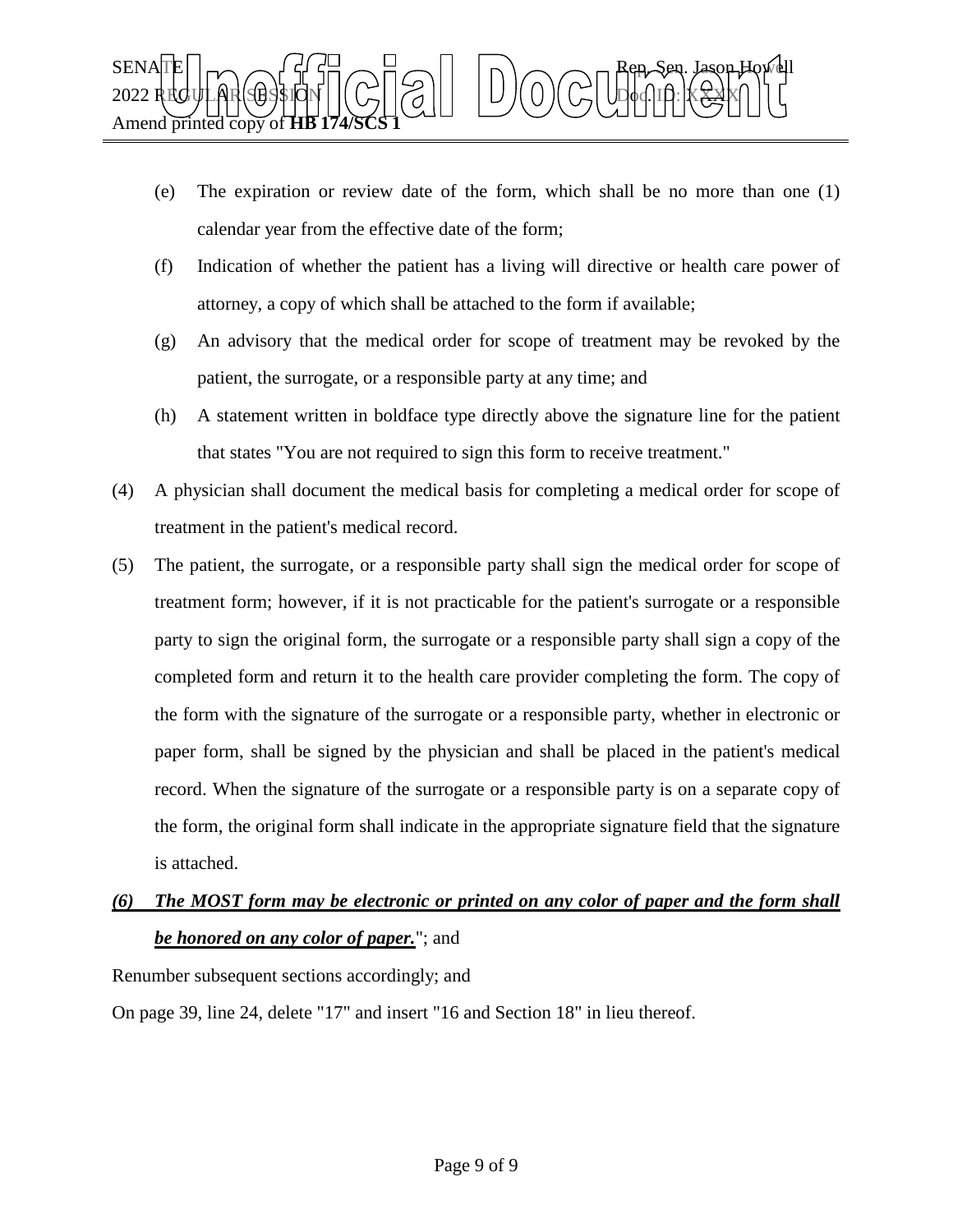(e) The expiration or review date of the form, which shall be no more than one (1) calendar year from the effective date of the form;

(f) Indication of whether the patient has a living will directive or health care power of attorney, a copy of which shall be attached to the form if available;

(g) An advisory that the medical order for scope of treatment may be revoked by the patient, the surrogate, or a responsible party at any time; and

(h) A statement written in boldface type directly above the signature line for the patient that states "You are not required to sign this form to receive treatment."

(4) A physician shall document the medical basis for completing a medical order for scope of treatment in the patient's medical record.

(5) The patient, the surrogate, or a responsible party shall sign the medical order for scope of treatment form; however, if it is not practicable for the patient's surrogate or a responsible party to sign the original form, the surrogate or a responsible party shall sign a copy of the completed form and return it to the health care provider completing the form. The copy of the form with the signature of the surrogate or a responsible party, whether in electronic or paper form, shall be signed by the physician and shall be placed in the patient's medical record. When the signature of the surrogate or a responsible party is on a separate copy of the form, the original form shall indicate in the appropriate signature field that the signature is attached.

***(6) The MOST form may be electronic or printed on any color of paper and the form shall be honored on any color of paper.***"; and

Renumber subsequent sections accordingly; and

On page 39, line 24, delete "17" and insert "16 and Section 18" in lieu thereof.